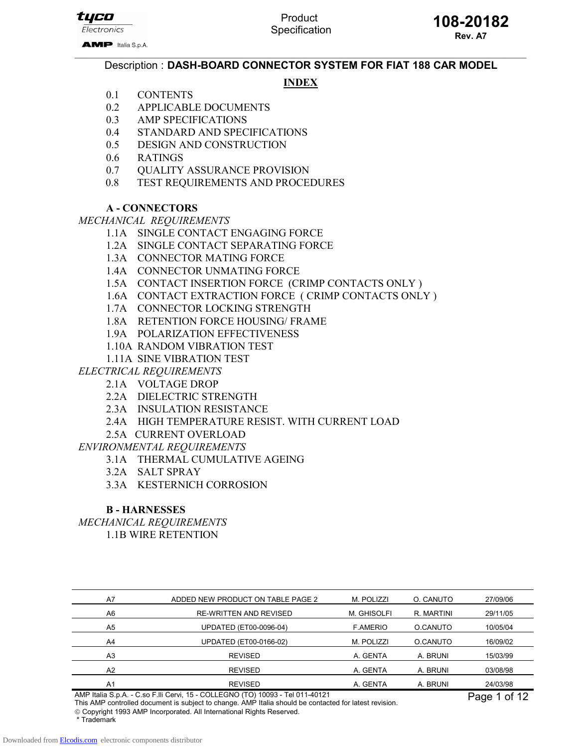Product Specification

**108-20182**
**Rev. A7**

Description : **DASH-BOARD CONNECTOR SYSTEM FOR FIAT 188 CAR MODEL**

## INDEX

0.1 CONTENTS
0.2 APPLICABLE DOCUMENTS
0.3 AMP SPECIFICATIONS
0.4 STANDARD AND SPECIFICATIONS
0.5 DESIGN AND CONSTRUCTION
0.6 RATINGS
0.7 QUALITY ASSURANCE PROVISION
0.8 TEST REQUIREMENTS AND PROCEDURES

**A - CONNECTORS**

*MECHANICAL REQUIREMENTS*

1.1A SINGLE CONTACT ENGAGING FORCE
1.2A SINGLE CONTACT SEPARATING FORCE
1.3A CONNECTOR MATING FORCE
1.4A CONNECTOR UNMATING FORCE
1.5A CONTACT INSERTION FORCE (CRIMP CONTACTS ONLY )
1.6A CONTACT EXTRACTION FORCE ( CRIMP CONTACTS ONLY )
1.7A CONNECTOR LOCKING STRENGTH
1.8A RETENTION FORCE HOUSING/ FRAME
1.9A POLARIZATION EFFECTIVENESS
1.10A RANDOM VIBRATION TEST
1.11A SINE VIBRATION TEST

*ELECTRICAL REQUIREMENTS*

2.1A VOLTAGE DROP
2.2A DIELECTRIC STRENGTH
2.3A INSULATION RESISTANCE
2.4A HIGH TEMPERATURE RESIST. WITH CURRENT LOAD
2.5A CURRENT OVERLOAD

*ENVIRONMENTAL REQUIREMENTS*

3.1A THERMAL CUMULATIVE AGEING
3.2A SALT SPRAY
3.3A KESTERNICH CORROSION

**B - HARNESSES**

*MECHANICAL REQUIREMENTS*

1.1B WIRE RETENTION

| | | | | |
|---|---|---|---|---|
| A7 | ADDED NEW PRODUCT ON TABLE PAGE 2 | M. POLIZZI | O. CANUTO | 27/09/06 |
| A6 | RE-WRITTEN AND REVISED | M. GHISOLFI | R. MARTINI | 29/11/05 |
| A5 | UPDATED (ET00-0096-04) | F.AMERIO | O.CANUTO | 10/05/04 |
| A4 | UPDATED (ET00-0166-02) | M. POLIZZI | O.CANUTO | 16/09/02 |
| A3 | REVISED | A. GENTA | A. BRUNI | 15/03/99 |
| A2 | REVISED | A. GENTA | A. BRUNI | 03/08/98 |
| A1 | REVISED | A. GENTA | A. BRUNI | 24/03/98 |

AMP Italia S.p.A. - C.so F.lli Cervi, 15 - COLLEGNO (TO) 10093 - Tel 011-40121
This AMP controlled document is subject to change. AMP Italia should be contacted for latest revision.
© Copyright 1993 AMP Incorporated. All International Rights Reserved.
* Trademark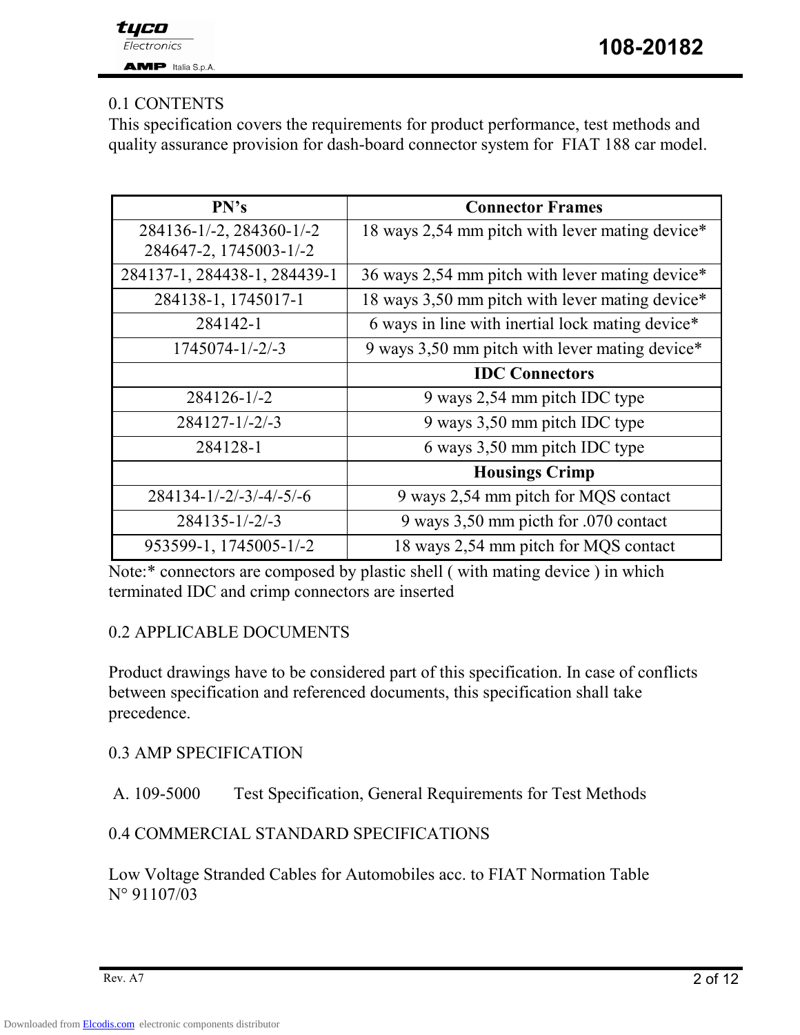0.1 CONTENTS

This specification covers the requirements for product performance, test methods and quality assurance provision for dash-board connector system for FIAT 188 car model.

| PN’s | Connector Frames |
|---|---|
| 284136-1/-2, 284360-1/-2 284647-2, 1745003-1/-2 | 18 ways 2,54 mm pitch with lever mating device* |
| 284137-1, 284438-1, 284439-1 | 36 ways 2,54 mm pitch with lever mating device* |
| 284138-1, 1745017-1 | 18 ways 3,50 mm pitch with lever mating device* |
| 284142-1 | 6 ways in line with inertial lock mating device* |
| 1745074-1/-2/-3 | 9 ways 3,50 mm pitch with lever mating device* |
| | **IDC Connectors** |
| 284126-1/-2 | 9 ways 2,54 mm pitch IDC type |
| 284127-1/-2/-3 | 9 ways 3,50 mm pitch IDC type |
| 284128-1 | 6 ways 3,50 mm pitch IDC type |
| | **Housings Crimp** |
| 284134-1/-2/-3/-4/-5/-6 | 9 ways 2,54 mm pitch for MQS contact |
| 284135-1/-2/-3 | 9 ways 3,50 mm picth for .070 contact |
| 953599-1, 1745005-1/-2 | 18 ways 2,54 mm pitch for MQS contact |

Note:* connectors are composed by plastic shell ( with mating device ) in which terminated IDC and crimp connectors are inserted

0.2 APPLICABLE DOCUMENTS

Product drawings have to be considered part of this specification. In case of conflicts between specification and referenced documents, this specification shall take precedence.

0.3 AMP SPECIFICATION

A. 109-5000 Test Specification, General Requirements for Test Methods

0.4 COMMERCIAL STANDARD SPECIFICATIONS

Low Voltage Stranded Cables for Automobiles acc. to FIAT Normation Table N° 91107/03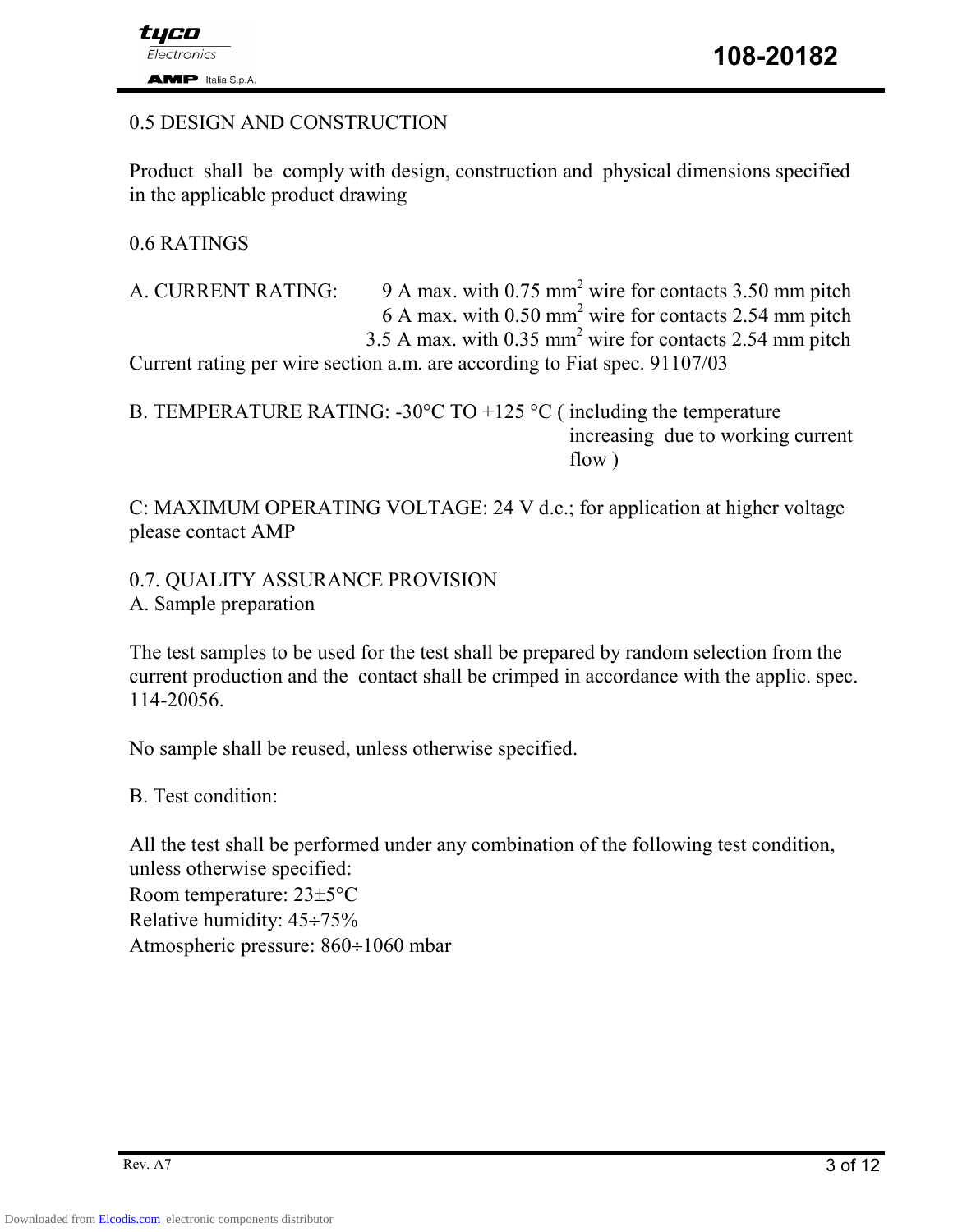## 0.5 DESIGN AND CONSTRUCTION

Product shall be comply with design, construction and physical dimensions specified in the applicable product drawing

## 0.6 RATINGS

A. CURRENT RATING: 9 A max. with 0.75 $mm^2$ wire for contacts 3.50 mm pitch
6 A max. with 0.50 $mm^2$ wire for contacts 2.54 mm pitch
3.5 A max. with 0.35 $mm^2$ wire for contacts 2.54 mm pitch

Current rating per wire section a.m. are according to Fiat spec. 91107/03

B. TEMPERATURE RATING: -30°C TO +125 °C ( including the temperature increasing due to working current flow )

C: MAXIMUM OPERATING VOLTAGE: 24 V d.c.; for application at higher voltage please contact AMP

## 0.7. QUALITY ASSURANCE PROVISION

A. Sample preparation

The test samples to be used for the test shall be prepared by random selection from the current production and the contact shall be crimped in accordance with the applic. spec. 114-20056.

No sample shall be reused, unless otherwise specified.

B. Test condition:

All the test shall be performed under any combination of the following test condition, unless otherwise specified:
Room temperature: 23±5°C
Relative humidity: 45÷75%
Atmospheric pressure: 860÷1060 mbar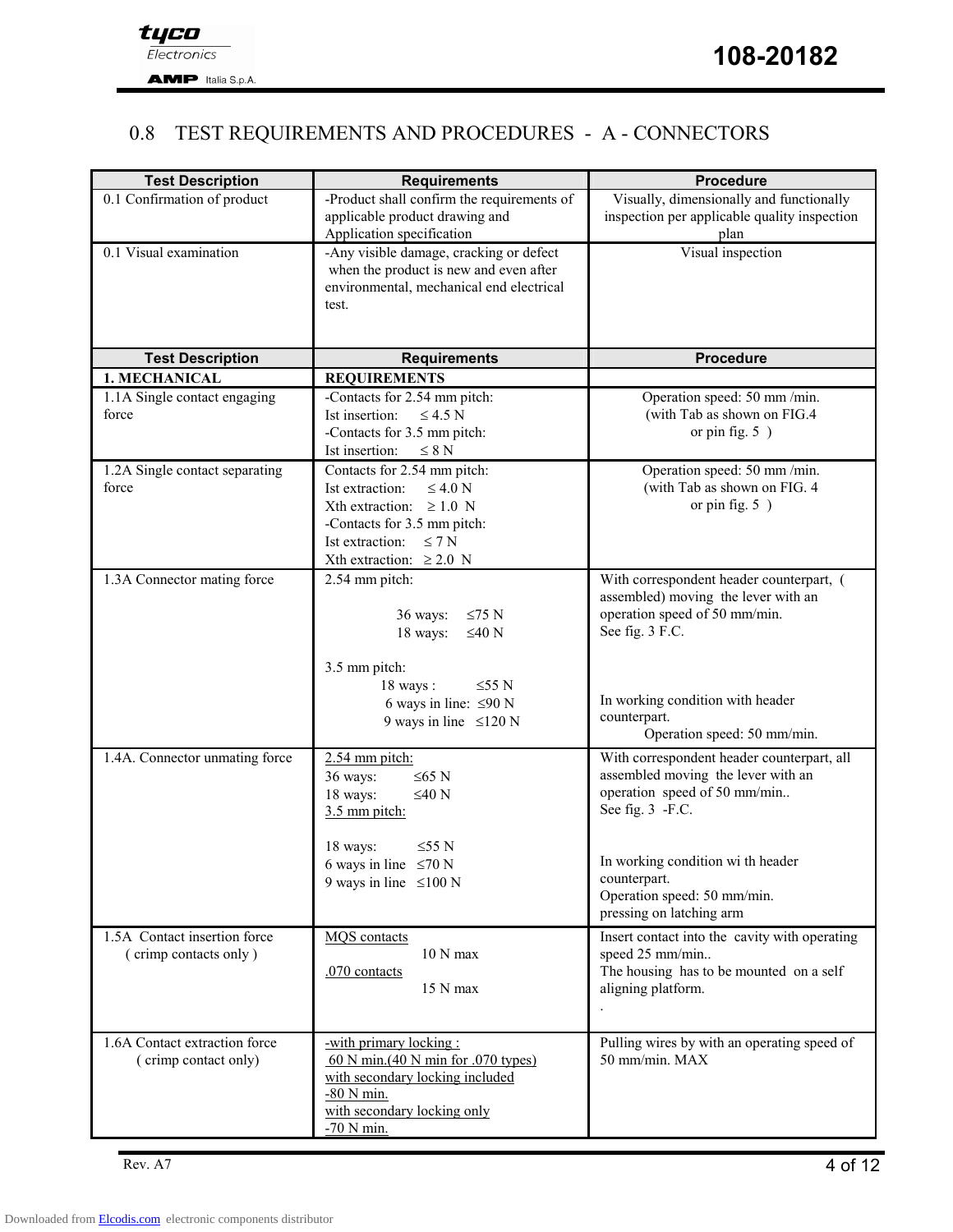## 0.8 TEST REQUIREMENTS AND PROCEDURES - A - CONNECTORS

| Test Description | Requirements | Procedure |
|---|---|---|
| 0.1 Confirmation of product | -Product shall confirm the requirements of applicable product drawing and Application specification | Visually, dimensionally and functionally inspection per applicable quality inspection plan |
| 0.1 Visual examination | -Any visible damage, cracking or defect when the product is new and even after environmental, mechanical end electrical test. | Visual inspection |

| Test Description | Requirements | Procedure |
|---|---|---|
| **1. MECHANICAL** | **REQUIREMENTS** | |
| 1.1A Single contact engaging force | -Contacts for 2.54 mm pitch:<br>Ist insertion: ≤ 4.5 N<br>-Contacts for 3.5 mm pitch:<br>Ist insertion: ≤ 8 N | Operation speed: 50 mm /min.<br>(with Tab as shown on FIG.4 or pin fig. 5 ) |
| 1.2A Single contact separating force | Contacts for 2.54 mm pitch:<br>Ist extraction: ≤ 4.0 N<br>Xth extraction: ≥ 1.0 N<br>-Contacts for 3.5 mm pitch:<br>Ist extraction: ≤ 7 N<br>Xth extraction: ≥ 2.0 N | Operation speed: 50 mm /min.<br>(with Tab as shown on FIG. 4 or pin fig. 5 ) |
| 1.3A Connector mating force | 2.54 mm pitch:<br>36 ways: ≤75 N<br>18 ways: ≤40 N<br><br>3.5 mm pitch:<br>18 ways : ≤55 N<br>6 ways in line: ≤90 N<br>9 ways in line ≤120 N | With correspondent header counterpart, ( assembled) moving the lever with an operation speed of 50 mm/min.<br>See fig. 3 F.C.<br><br>In working condition with header counterpart.<br>Operation speed: 50 mm/min. |
| 1.4A. Connector unmating force | 2.54 mm pitch:<br>36 ways: ≤65 N<br>18 ways: ≤40 N<br>3.5 mm pitch:<br><br>18 ways: ≤55 N<br>6 ways in line ≤70 N<br>9 ways in line ≤100 N | With correspondent header counterpart, all assembled moving the lever with an operation speed of 50 mm/min..<br>See fig. 3 -F.C.<br><br>In working condition wi th header counterpart.<br>Operation speed: 50 mm/min.<br>pressing on latching arm |
| 1.5A Contact insertion force ( crimp contacts only ) | MQS contacts<br>10 N max<br>.070 contacts<br>15 N max | Insert contact into the cavity with operating speed 25 mm/min..<br>The housing has to be mounted on a self aligning platform.<br>. |
| 1.6A Contact extraction force ( crimp contact only) | -with primary locking :<br>60 N min.(40 N min for .070 types)<br>with secondary locking included<br>-80 N min.<br>with secondary locking only<br>-70 N min. | Pulling wires by with an operating speed of 50 mm/min. MAX |

Rev. A7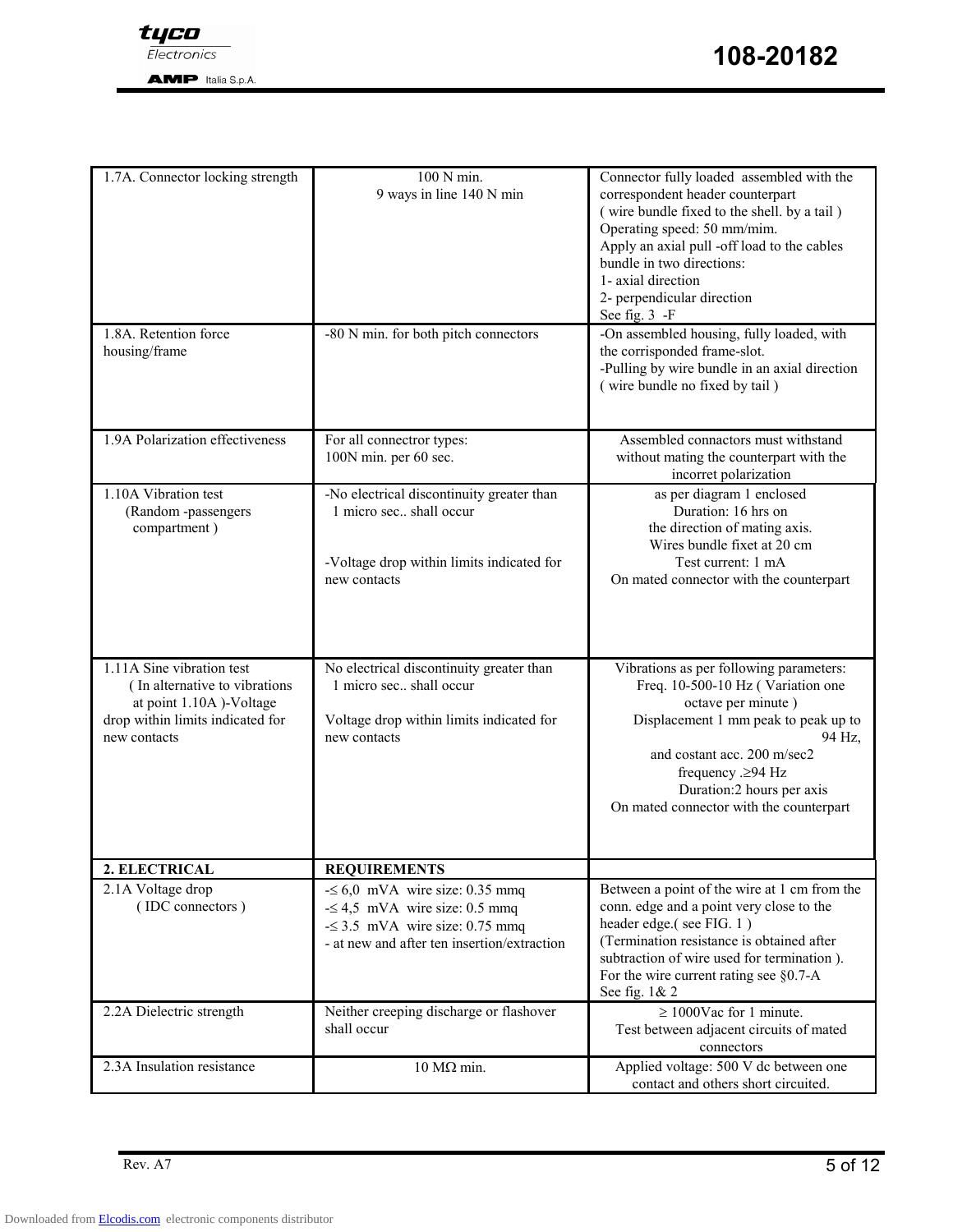| 1.7A. Connector locking strength | 100 N min.<br>9 ways in line 140 N min | Connector fully loaded assembled with the correspondent header counterpart<br>( wire bundle fixed to the shell. by a tail )<br>Operating speed: 50 mm/mim.<br>Apply an axial pull -off load to the cables bundle in two directions:<br>1- axial direction<br>2- perpendicular direction<br>See fig. 3 -F |
|---|---|---|
| 1.8A. Retention force housing/frame | -80 N min. for both pitch connectors | -On assembled housing, fully loaded, with the corrisponded frame-slot.<br>-Pulling by wire bundle in an axial direction<br>( wire bundle no fixed by tail ) |
| 1.9A Polarization effectiveness | For all connectror types:<br>100N min. per 60 sec. | Assembled connactors must withstand without mating the counterpart with the incorret polarization |
| 1.10A Vibration test<br>(Random -passengers compartment ) | -No electrical discontinuity greater than 1 micro sec.. shall occur<br><br>-Voltage drop within limits indicated for new contacts | as per diagram 1 enclosed<br>Duration: 16 hrs on the direction of mating axis.<br>Wires bundle fixet at 20 cm<br>Test current: 1 mA<br>On mated connector with the counterpart |
| 1.11A Sine vibration test<br>( In alternative to vibrations at point 1.10A )-Voltage drop within limits indicated for new contacts | No electrical discontinuity greater than 1 micro sec.. shall occur<br><br>Voltage drop within limits indicated for new contacts | Vibrations as per following parameters:<br>Freq. 10-500-10 Hz ( Variation one octave per minute )<br>Displacement 1 mm peak to peak up to 94 Hz,<br>and costant acc. 200 m/sec2<br>frequency .≥94 Hz<br>Duration:2 hours per axis<br>On mated connector with the counterpart |
| **2. ELECTRICAL** | **REQUIREMENTS** | |
| 2.1A Voltage drop<br>( IDC connectors ) | -≤ 6,0 mVA wire size: 0.35 mmq<br>-≤ 4,5 mVA wire size: 0.5 mmq<br>-≤ 3.5 mVA wire size: 0.75 mmq<br>- at new and after ten insertion/extraction | Between a point of the wire at 1 cm from the conn. edge and a point very close to the header edge.( see FIG. 1 )<br>(Termination resistance is obtained after subtraction of wire used for termination ).<br>For the wire current rating see §0.7-A<br>See fig. 1& 2 |
| 2.2A Dielectric strength | Neither creeping discharge or flashover shall occur | ≥ 1000Vac for 1 minute.<br>Test between adjacent circuits of mated connectors |
| 2.3A Insulation resistance | 10 MΩ min. | Applied voltage: 500 V dc between one contact and others short circuited. |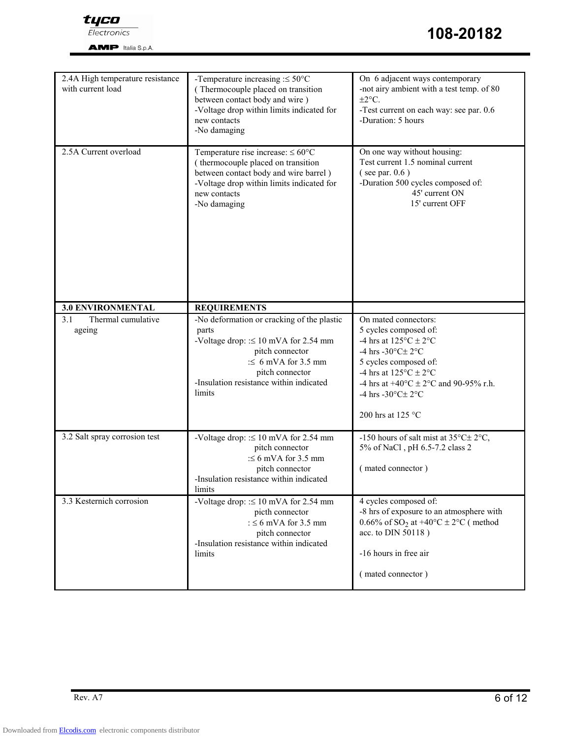| | | |
|---|---|---|
| 2.4A High temperature resistance with current load | -Temperature increasing :≤ 50°C ( Thermocouple placed on transition between contact body and wire )<br>-Voltage drop within limits indicated for new contacts<br>-No damaging | On 6 adjacent ways contemporary<br>-not airy ambient with a test temp. of 80 ±2°C.<br>-Test current on each way: see par. 0.6<br>-Duration: 5 hours |
| 2.5A Current overload | Temperature rise increase: ≤ 60°C ( thermocouple placed on transition between contact body and wire barrel )<br>-Voltage drop within limits indicated for new contacts<br>-No damaging | On one way without housing:<br>Test current 1.5 nominal current ( see par. 0.6 )<br>-Duration 500 cycles composed of:<br>45' current ON<br>15' current OFF |
| **3.0 ENVIRONMENTAL** | **REQUIREMENTS** | |
| 3.1 Thermal cumulative ageing | -No deformation or cracking of the plastic parts<br>-Voltage drop: :≤ 10 mVA for 2.54 mm pitch connector<br>:≤ 6 mVA for 3.5 mm pitch connector<br>-Insulation resistance within indicated limits | On mated connectors:<br>5 cycles composed of:<br>-4 hrs at 125°C ± 2°C<br>-4 hrs -30°C± 2°C<br>5 cycles composed of:<br>-4 hrs at 125°C ± 2°C<br>-4 hrs at +40°C ± 2°C and 90-95% r.h.<br>-4 hrs -30°C± 2°C<br><br>200 hrs at 125 °C |
| 3.2 Salt spray corrosion test | -Voltage drop: :≤ 10 mVA for 2.54 mm pitch connector<br>:≤ 6 mVA for 3.5 mm pitch connector<br>-Insulation resistance within indicated limits | -150 hours of salt mist at 35°C± 2°C, 5% of NaCl , pH 6.5-7.2 class 2<br><br>( mated connector ) |
| 3.3 Kesternich corrosion | -Voltage drop: :≤ 10 mVA for 2.54 mm picth connector<br>: ≤ 6 mVA for 3.5 mm pitch connector<br>-Insulation resistance within indicated limits | 4 cycles composed of:<br>-8 hrs of exposure to an atmosphere with 0.66% of $SO_2$ at +40°C ± 2°C ( method acc. to DIN 50118 )<br><br>-16 hours in free air<br><br>( mated connector ) |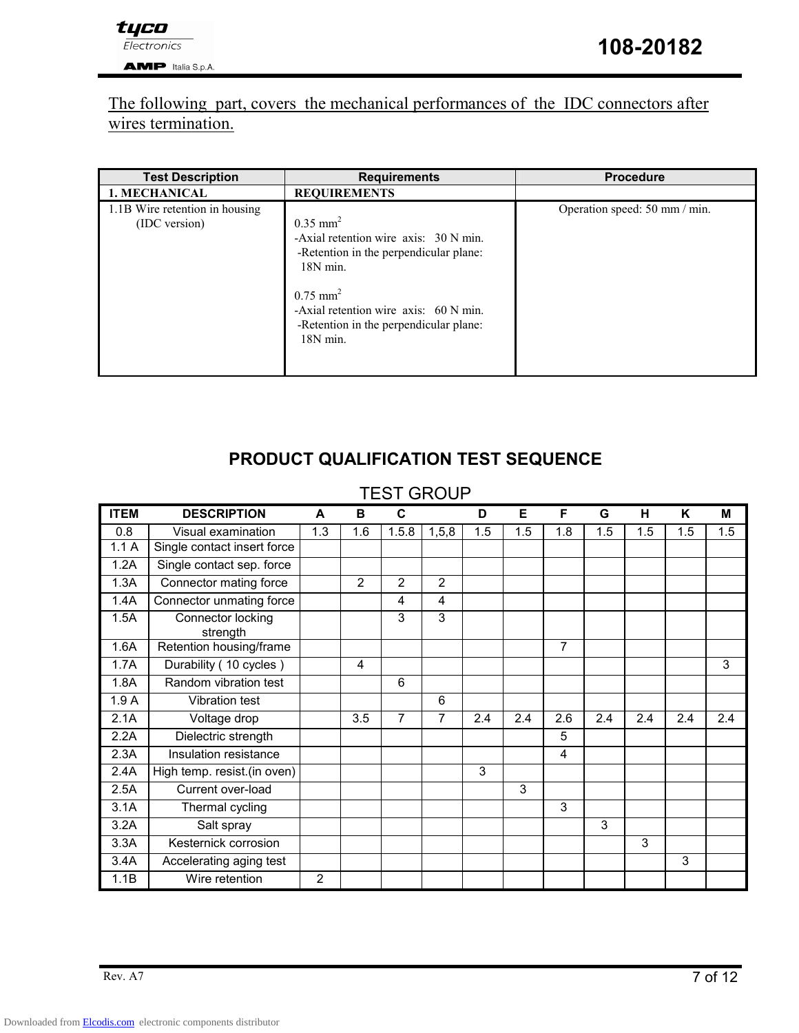The following part, covers the mechanical performances of the IDC connectors after wires termination.

| Test Description | Requirements | Procedure |
|---|---|---|
| **1. MECHANICAL** | **REQUIREMENTS** | |
| 1.1B Wire retention in housing (IDC version) | 0.35 $mm^2$<br>-Axial retention wire axis: 30 N min.<br>-Retention in the perpendicular plane: 18N min.<br><br>0.75 $mm^2$<br>-Axial retention wire axis: 60 N min.<br>-Retention in the perpendicular plane: 18N min. | Operation speed: 50 mm / min. |

## PRODUCT QUALIFICATION TEST SEQUENCE

TEST GROUP

| ITEM | DESCRIPTION | A | B | C | | D | E | F | G | H | K | M |
|---|---|---|---|---|---|---|---|---|---|---|---|---|
| 0.8 | Visual examination | 1.3 | 1.6 | 1.5.8 | 1,5,8 | 1.5 | 1.5 | 1.8 | 1.5 | 1.5 | 1.5 | 1.5 |
| 1.1 A | Single contact insert force | | | | | | | | | | | |
| 1.2A | Single contact sep. force | | | | | | | | | | | |
| 1.3A | Connector mating force | | 2 | 2 | 2 | | | | | | | |
| 1.4A | Connector unmating force | | | 4 | 4 | | | | | | | |
| 1.5A | Connector locking strength | | | 3 | 3 | | | | | | | |
| 1.6A | Retention housing/frame | | | | | | | 7 | | | | |
| 1.7A | Durability ( 10 cycles ) | | 4 | | | | | | | | | 3 |
| 1.8A | Random vibration test | | | 6 | | | | | | | | |
| 1.9 A | Vibration test | | | | 6 | | | | | | | |
| 2.1A | Voltage drop | | 3.5 | 7 | 7 | 2.4 | 2.4 | 2.6 | 2.4 | 2.4 | 2.4 | 2.4 |
| 2.2A | Dielectric strength | | | | | | | 5 | | | | |
| 2.3A | Insulation resistance | | | | | | | 4 | | | | |
| 2.4A | High temp. resist.(in oven) | | | | | 3 | | | | | | |
| 2.5A | Current over-load | | | | | | 3 | | | | | |
| 3.1A | Thermal cycling | | | | | | | 3 | | | | |
| 3.2A | Salt spray | | | | | | | | 3 | | | |
| 3.3A | Kesternick corrosion | | | | | | | | | 3 | | |
| 3.4A | Accelerating aging test | | | | | | | | | | 3 | |
| 1.1B | Wire retention | 2 | | | | | | | | | | |

Rev. A7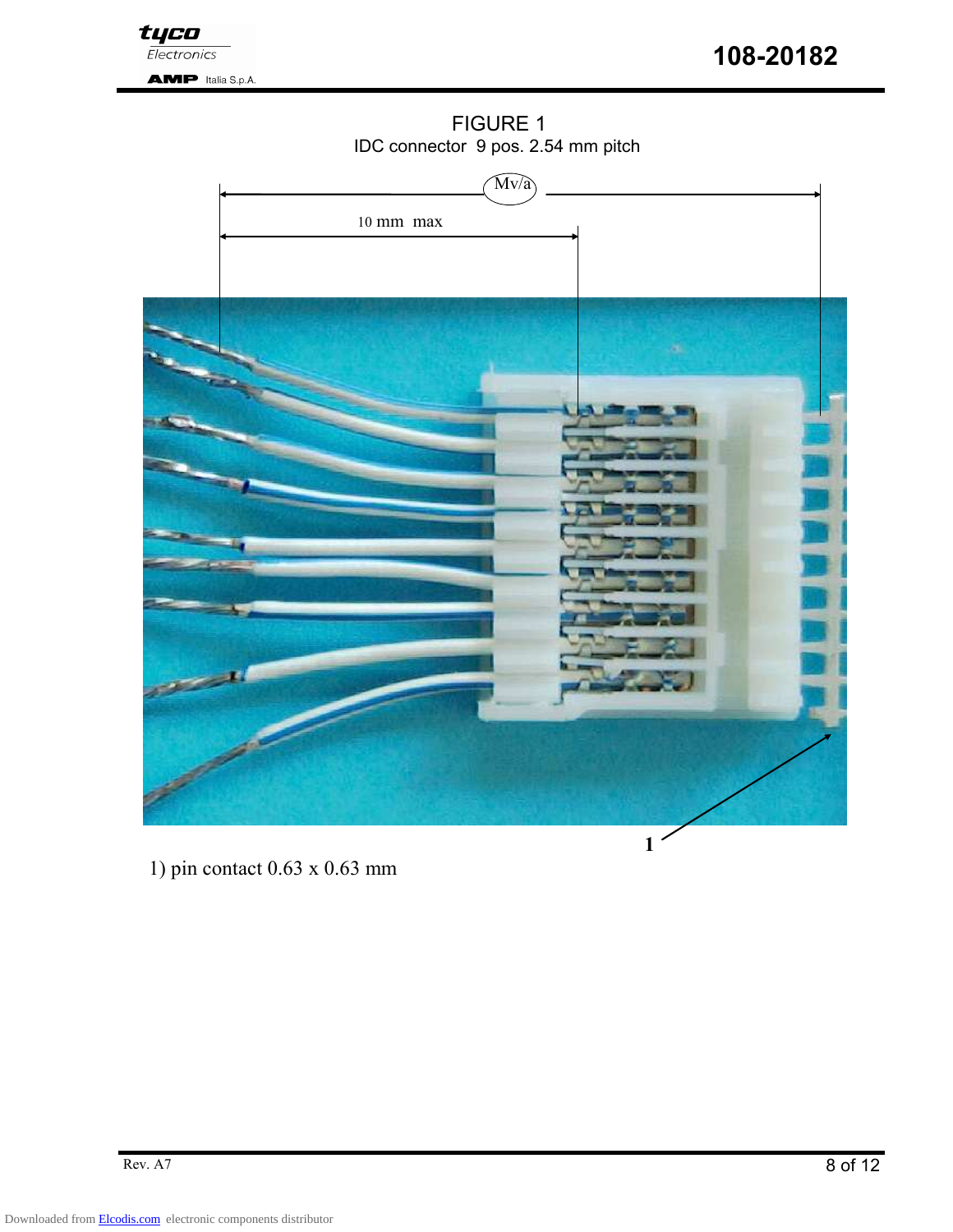FIGURE 1

IDC connector 9 pos. 2.54 mm pitch

Mv/a

10 mm max

1

1) pin contact 0.63 x 0.63 mm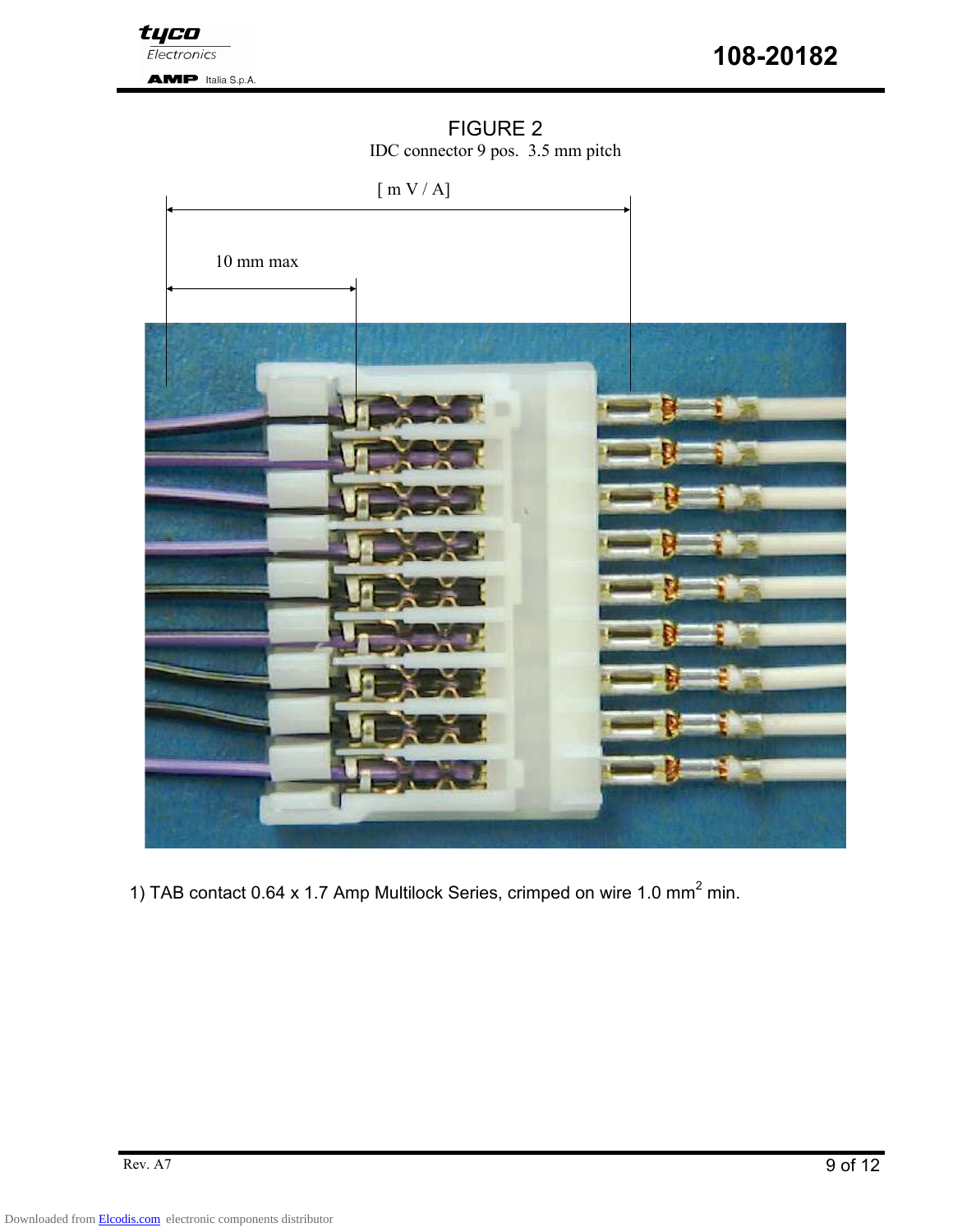FIGURE 2

IDC connector 9 pos. 3.5 mm pitch

[ m V / A]

10 mm max

1) TAB contact 0.64 x 1.7 Amp Multilock Series, crimped on wire 1.0 $mm^2$ min.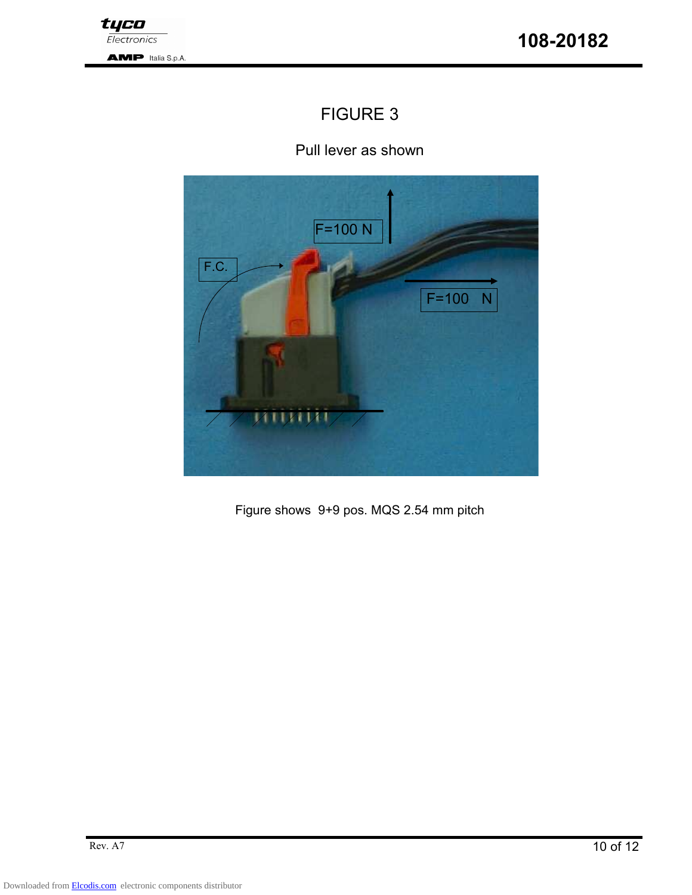# FIGURE 3

Pull lever as shown

F=100 N

F.C.

F=100 N

Figure shows 9+9 pos. MQS 2.54 mm pitch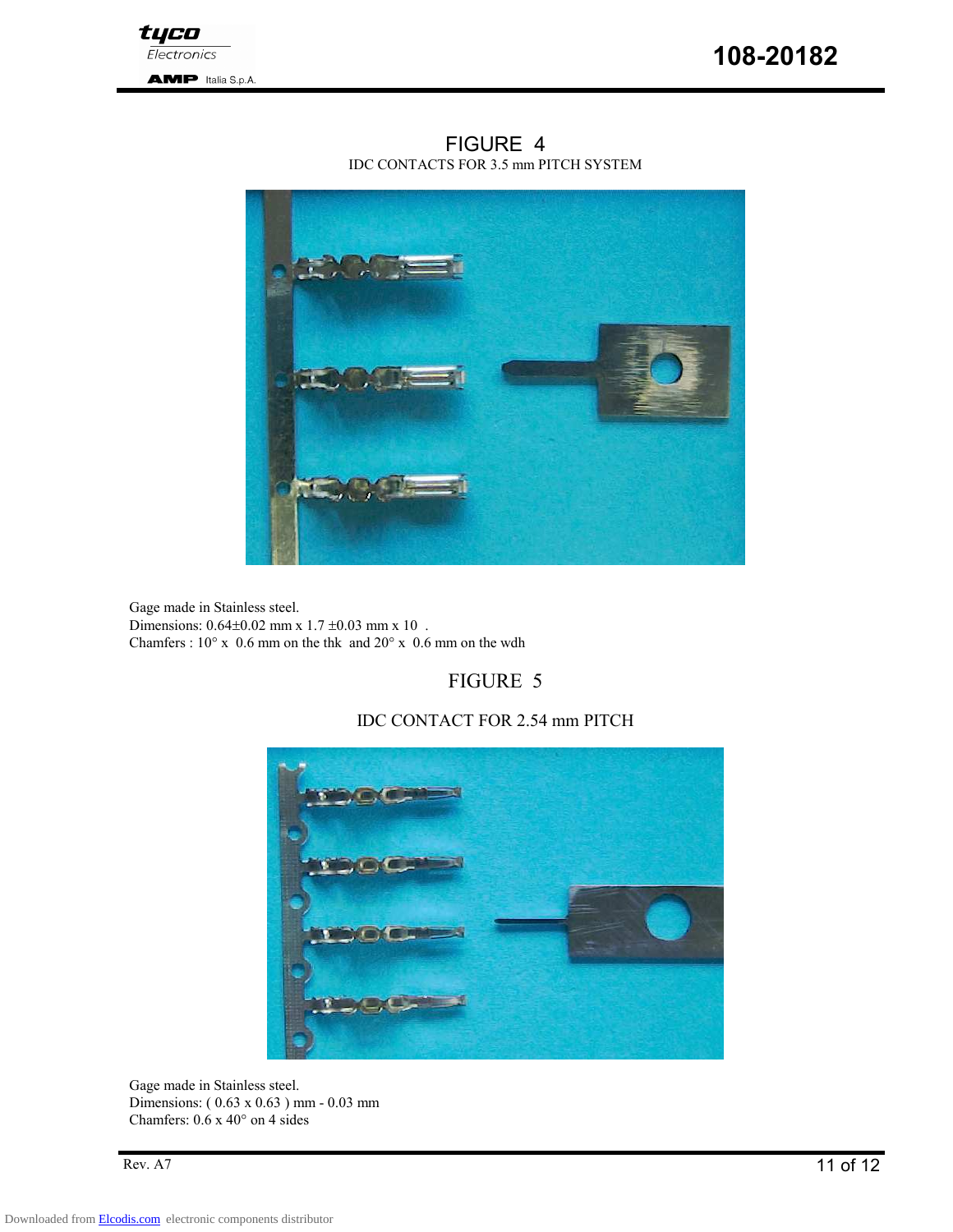FIGURE 4

IDC CONTACTS FOR 3.5 mm PITCH SYSTEM

Gage made in Stainless steel.
Dimensions: 0.64±0.02 mm x 1.7 ±0.03 mm x 10 .
Chamfers : 10° x 0.6 mm on the thk and 20° x 0.6 mm on the wdh

FIGURE 5

IDC CONTACT FOR 2.54 mm PITCH

Gage made in Stainless steel.
Dimensions: ( 0.63 x 0.63 ) mm - 0.03 mm
Chamfers: 0.6 x 40° on 4 sides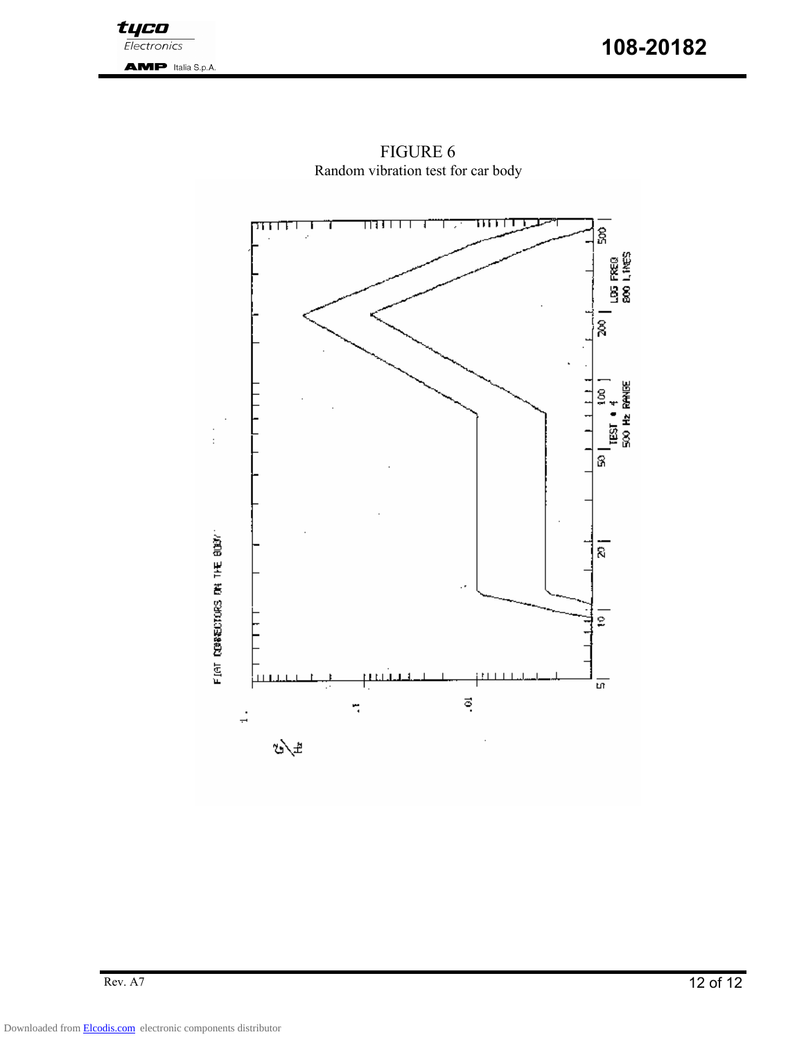FIGURE 6

Random vibration test for car body

FIAT CONNECTORS ON THE BODY

G²/Hz

1.

.1

.01

5

10

20

50

100

200

500

TEST # 4

500 Hz RANGE

LOG FREQ

800 LINES